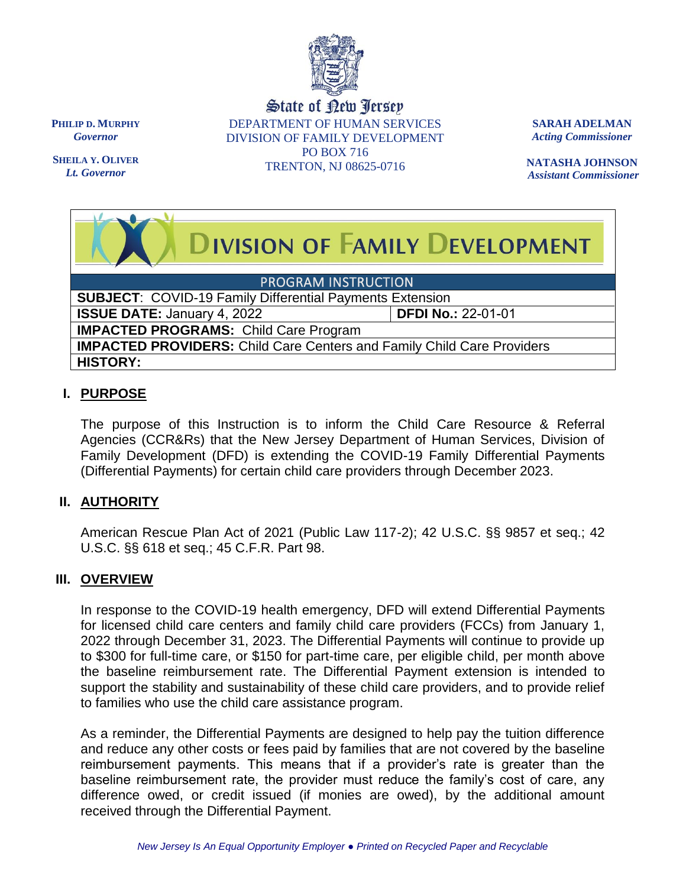State of New Jersey
DEPARTMENT OF HUMAN SERVICES
DIVISION OF FAMILY DEVELOPMENT
PO BOX 716
TRENTON, NJ 08625-0716

**PHILIP D. MURPHY**
*Governor*

**SHEILA Y. OLIVER**
*Lt. Governor*

**SARAH ADELMAN**
*Acting Commissioner*

**NATASHA JOHNSON**
*Assistant Commissioner*

# DIVISION OF FAMILY DEVELOPMENT

| PROGRAM INSTRUCTION | |
|---|---|
| **SUBJECT**: COVID-19 Family Differential Payments Extension | |
| **ISSUE DATE:** January 4, 2022 | **DFDI No.:** 22-01-01 |
| **IMPACTED PROGRAMS:** Child Care Program | |
| **IMPACTED PROVIDERS:** Child Care Centers and Family Child Care Providers | |
| **HISTORY:** | |

## I. PURPOSE

The purpose of this Instruction is to inform the Child Care Resource & Referral Agencies (CCR&Rs) that the New Jersey Department of Human Services, Division of Family Development (DFD) is extending the COVID-19 Family Differential Payments (Differential Payments) for certain child care providers through December 2023.

## II. AUTHORITY

American Rescue Plan Act of 2021 (Public Law 117-2); 42 U.S.C. §§ 9857 et seq.; 42 U.S.C. §§ 618 et seq.; 45 C.F.R. Part 98.

## III. OVERVIEW

In response to the COVID-19 health emergency, DFD will extend Differential Payments for licensed child care centers and family child care providers (FCCs) from January 1, 2022 through December 31, 2023. The Differential Payments will continue to provide up to $300 for full-time care, or $150 for part-time care, per eligible child, per month above the baseline reimbursement rate. The Differential Payment extension is intended to support the stability and sustainability of these child care providers, and to provide relief to families who use the child care assistance program.

As a reminder, the Differential Payments are designed to help pay the tuition difference and reduce any other costs or fees paid by families that are not covered by the baseline reimbursement payments. This means that if a provider's rate is greater than the baseline reimbursement rate, the provider must reduce the family's cost of care, any difference owed, or credit issued (if monies are owed), by the additional amount received through the Differential Payment.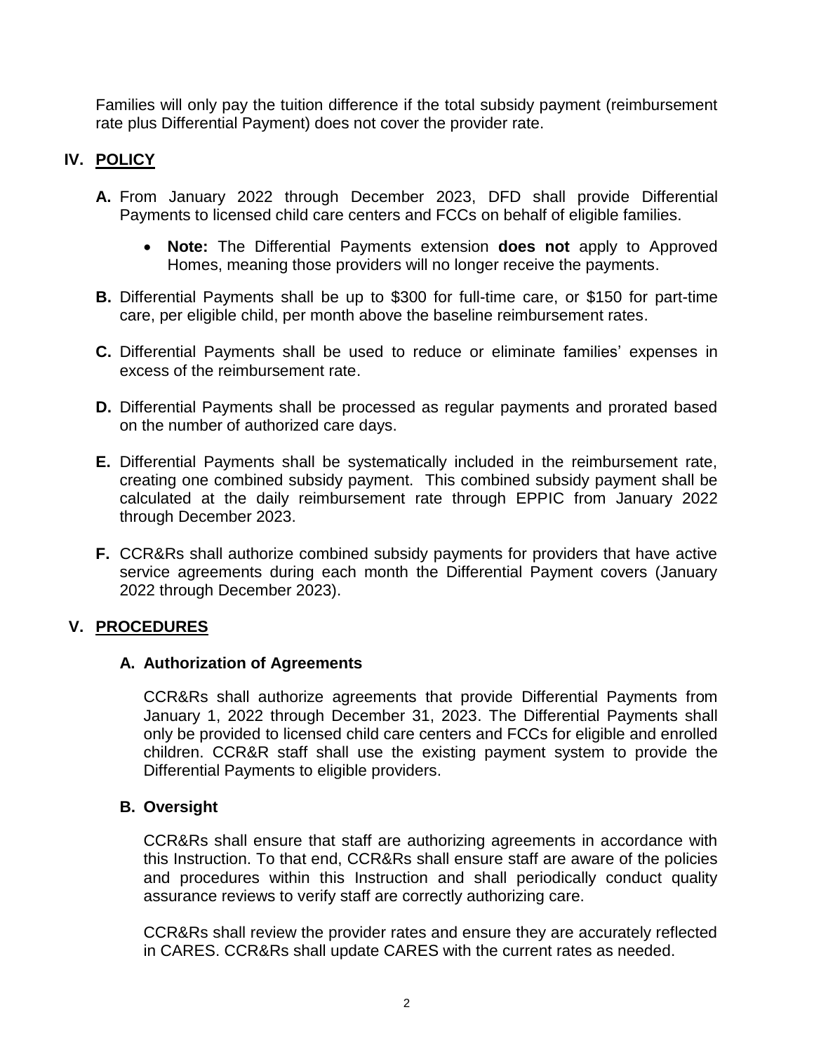Families will only pay the tuition difference if the total subsidy payment (reimbursement rate plus Differential Payment) does not cover the provider rate.

## IV. POLICY

**A.** From January 2022 through December 2023, DFD shall provide Differential Payments to licensed child care centers and FCCs on behalf of eligible families.

- **Note:** The Differential Payments extension **does not** apply to Approved Homes, meaning those providers will no longer receive the payments.

**B.** Differential Payments shall be up to $300 for full-time care, or $150 for part-time care, per eligible child, per month above the baseline reimbursement rates.

**C.** Differential Payments shall be used to reduce or eliminate families' expenses in excess of the reimbursement rate.

**D.** Differential Payments shall be processed as regular payments and prorated based on the number of authorized care days.

**E.** Differential Payments shall be systematically included in the reimbursement rate, creating one combined subsidy payment. This combined subsidy payment shall be calculated at the daily reimbursement rate through EPPIC from January 2022 through December 2023.

**F.** CCR&Rs shall authorize combined subsidy payments for providers that have active service agreements during each month the Differential Payment covers (January 2022 through December 2023).

## V. PROCEDURES

### A. Authorization of Agreements

CCR&Rs shall authorize agreements that provide Differential Payments from January 1, 2022 through December 31, 2023. The Differential Payments shall only be provided to licensed child care centers and FCCs for eligible and enrolled children. CCR&R staff shall use the existing payment system to provide the Differential Payments to eligible providers.

### B. Oversight

CCR&Rs shall ensure that staff are authorizing agreements in accordance with this Instruction. To that end, CCR&Rs shall ensure staff are aware of the policies and procedures within this Instruction and shall periodically conduct quality assurance reviews to verify staff are correctly authorizing care.

CCR&Rs shall review the provider rates and ensure they are accurately reflected in CARES. CCR&Rs shall update CARES with the current rates as needed.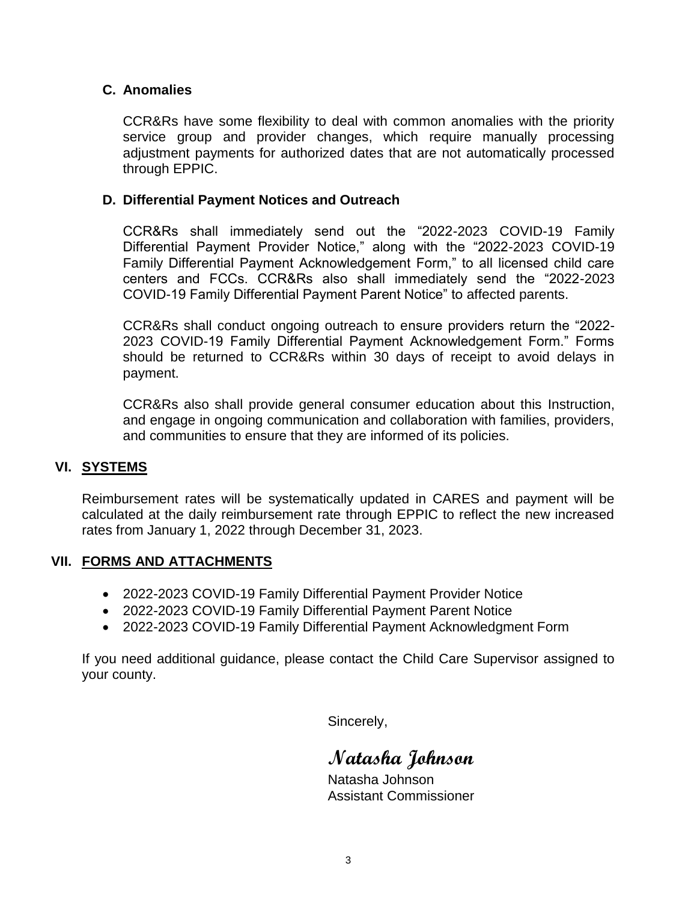### C. Anomalies

CCR&Rs have some flexibility to deal with common anomalies with the priority service group and provider changes, which require manually processing adjustment payments for authorized dates that are not automatically processed through EPPIC.

### D. Differential Payment Notices and Outreach

CCR&Rs shall immediately send out the "2022-2023 COVID-19 Family Differential Payment Provider Notice," along with the "2022-2023 COVID-19 Family Differential Payment Acknowledgement Form," to all licensed child care centers and FCCs. CCR&Rs also shall immediately send the "2022-2023 COVID-19 Family Differential Payment Parent Notice" to affected parents.

CCR&Rs shall conduct ongoing outreach to ensure providers return the "2022-2023 COVID-19 Family Differential Payment Acknowledgement Form." Forms should be returned to CCR&Rs within 30 days of receipt to avoid delays in payment.

CCR&Rs also shall provide general consumer education about this Instruction, and engage in ongoing communication and collaboration with families, providers, and communities to ensure that they are informed of its policies.

## VI. SYSTEMS

Reimbursement rates will be systematically updated in CARES and payment will be calculated at the daily reimbursement rate through EPPIC to reflect the new increased rates from January 1, 2022 through December 31, 2023.

## VII. FORMS AND ATTACHMENTS

- 2022-2023 COVID-19 Family Differential Payment Provider Notice
- 2022-2023 COVID-19 Family Differential Payment Parent Notice
- 2022-2023 COVID-19 Family Differential Payment Acknowledgment Form

If you need additional guidance, please contact the Child Care Supervisor assigned to your county.

Sincerely,

*Natasha Johnson*

Natasha Johnson
Assistant Commissioner